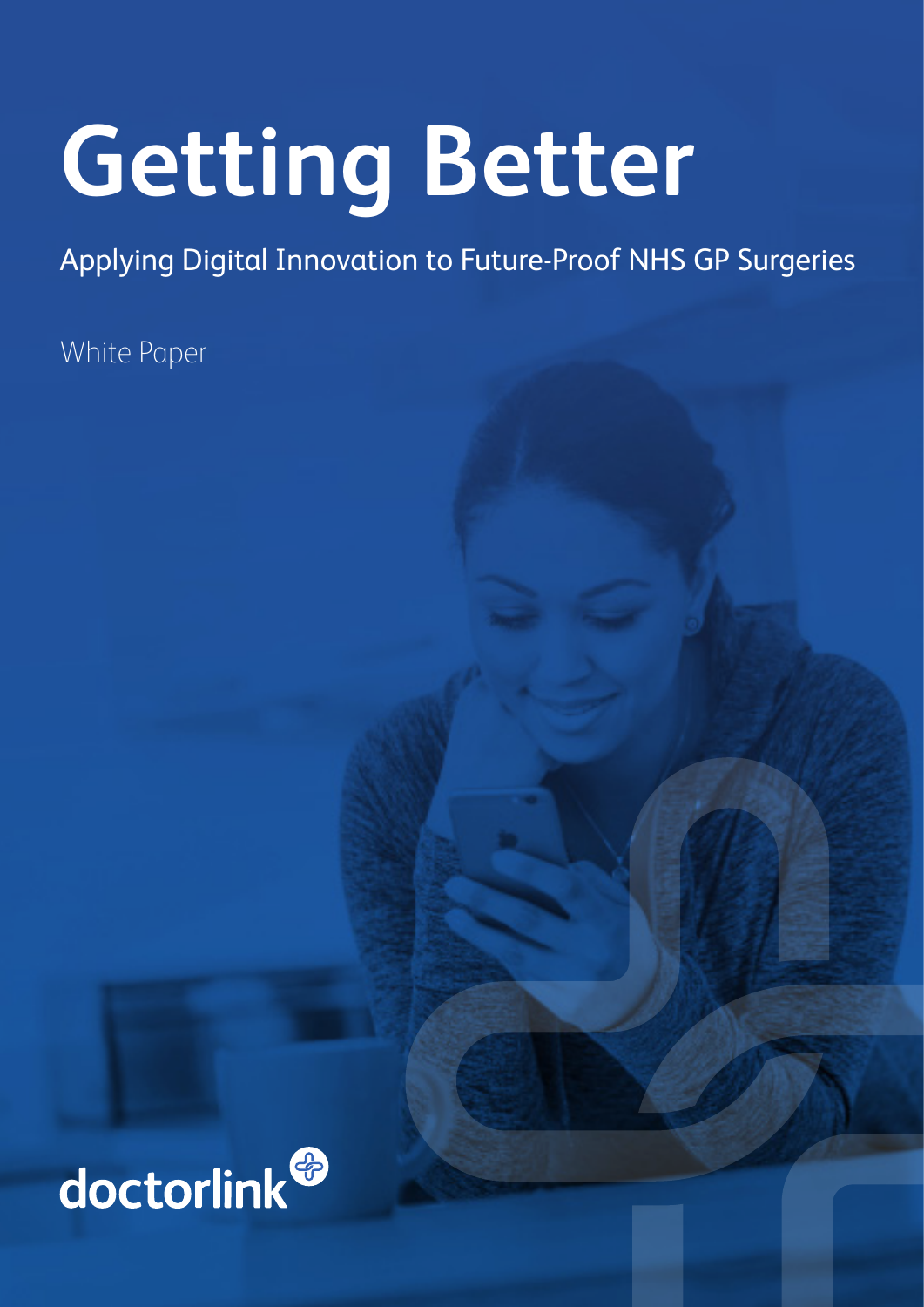# Getting Better

Applying Digital Innovation to Future-Proof NHS GP Surgeries

White Paper

doctorlink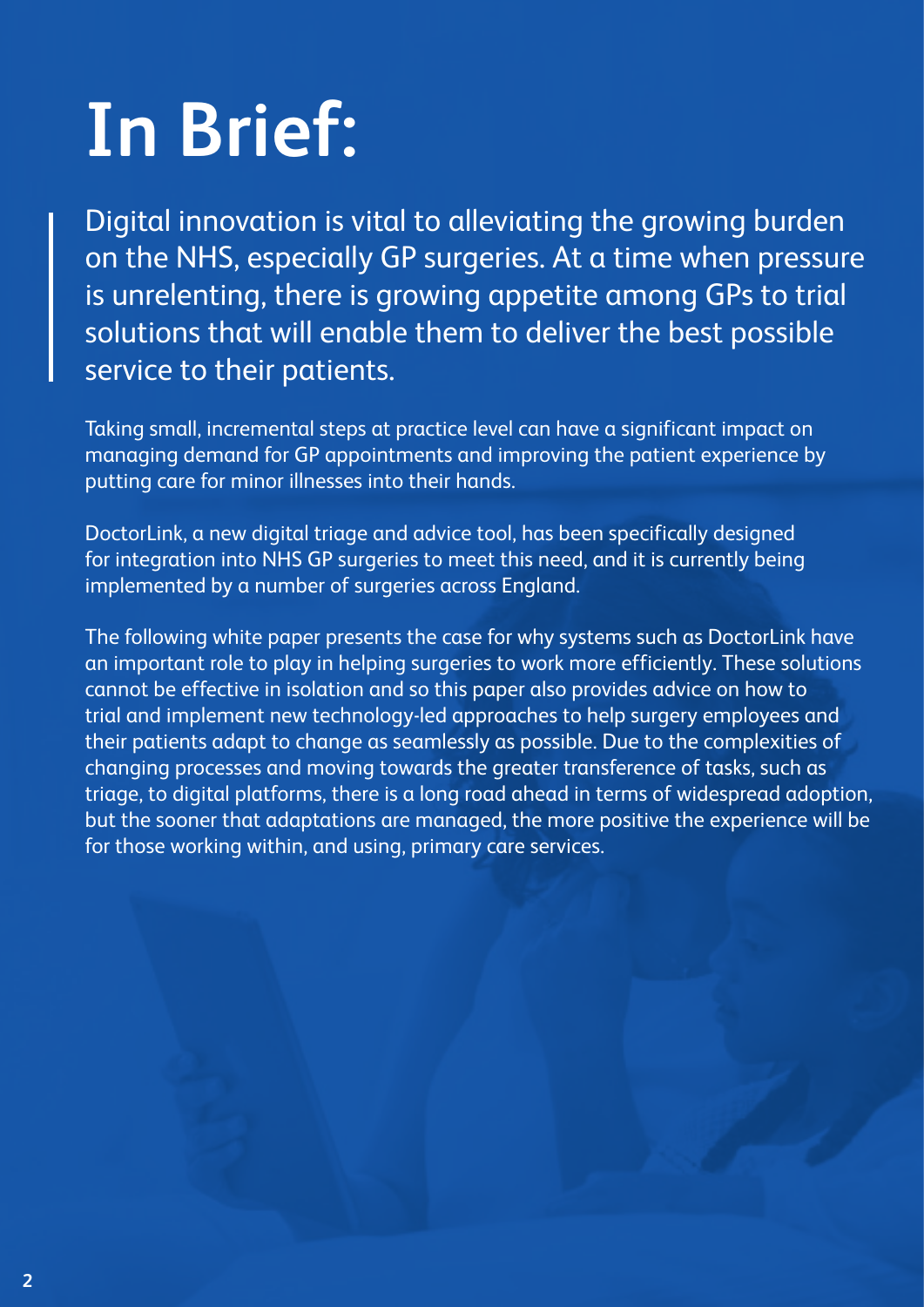# In Brief:

Digital innovation is vital to alleviating the growing burden on the NHS, especially GP surgeries. At a time when pressure is unrelenting, there is growing appetite among GPs to trial solutions that will enable them to deliver the best possible service to their patients.

Taking small, incremental steps at practice level can have a significant impact on managing demand for GP appointments and improving the patient experience by putting care for minor illnesses into their hands.

DoctorLink, a new digital triage and advice tool, has been specifically designed for integration into NHS GP surgeries to meet this need, and it is currently being implemented by a number of surgeries across England.

The following white paper presents the case for why systems such as DoctorLink have an important role to play in helping surgeries to work more efficiently. These solutions cannot be effective in isolation and so this paper also provides advice on how to trial and implement new technology-led approaches to help surgery employees and their patients adapt to change as seamlessly as possible. Due to the complexities of changing processes and moving towards the greater transference of tasks, such as triage, to digital platforms, there is a long road ahead in terms of widespread adoption, but the sooner that adaptations are managed, the more positive the experience will be for those working within, and using, primary care services.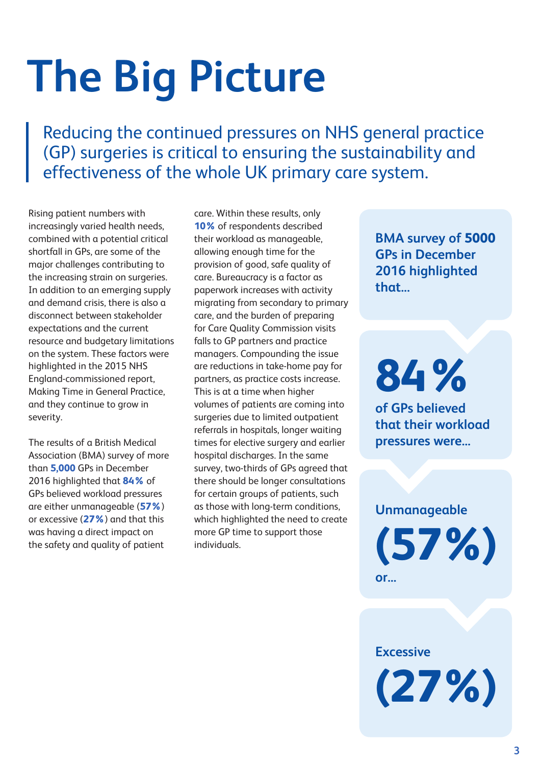# The Big Picture

Reducing the continued pressures on NHS general practice (GP) surgeries is critical to ensuring the sustainability and effectiveness of the whole UK primary care system.

Rising patient numbers with increasingly varied health needs, combined with a potential critical shortfall in GPs, are some of the major challenges contributing to the increasing strain on surgeries. In addition to an emerging supply and demand crisis, there is also a disconnect between stakeholder expectations and the current resource and budgetary limitations on the system. These factors were highlighted in the 2015 NHS England-commissioned report, Making Time in General Practice, and they continue to grow in severity.

The results of a British Medical Association (BMA) survey of more than **5,000** GPs in December 2016 highlighted that **84%** of GPs believed workload pressures are either unmanageable (**57%**) or excessive (**27%**) and that this was having a direct impact on the safety and quality of patient care. Within these results, only **10%** of respondents described their workload as manageable, allowing enough time for the provision of good, safe quality of care. Bureaucracy is a factor as paperwork increases with activity migrating from secondary to primary care, and the burden of preparing for Care Quality Commission visits falls to GP partners and practice managers. Compounding the issue are reductions in take-home pay for partners, as practice costs increase. This is at a time when higher volumes of patients are coming into surgeries due to limited outpatient referrals in hospitals, longer waiting times for elective surgery and earlier hospital discharges. In the same survey, two-thirds of GPs agreed that there should be longer consultations for certain groups of patients, such as those with long-term conditions, which highlighted the need to create more GP time to support those individuals.

**BMA survey of 5000 GPs in December 2016 highlighted that...**

**84%**

**of GPs believed that their workload pressures were...**

**Unmanageable**

**(57%)**

**or...**

**Excessive**

**(27%)**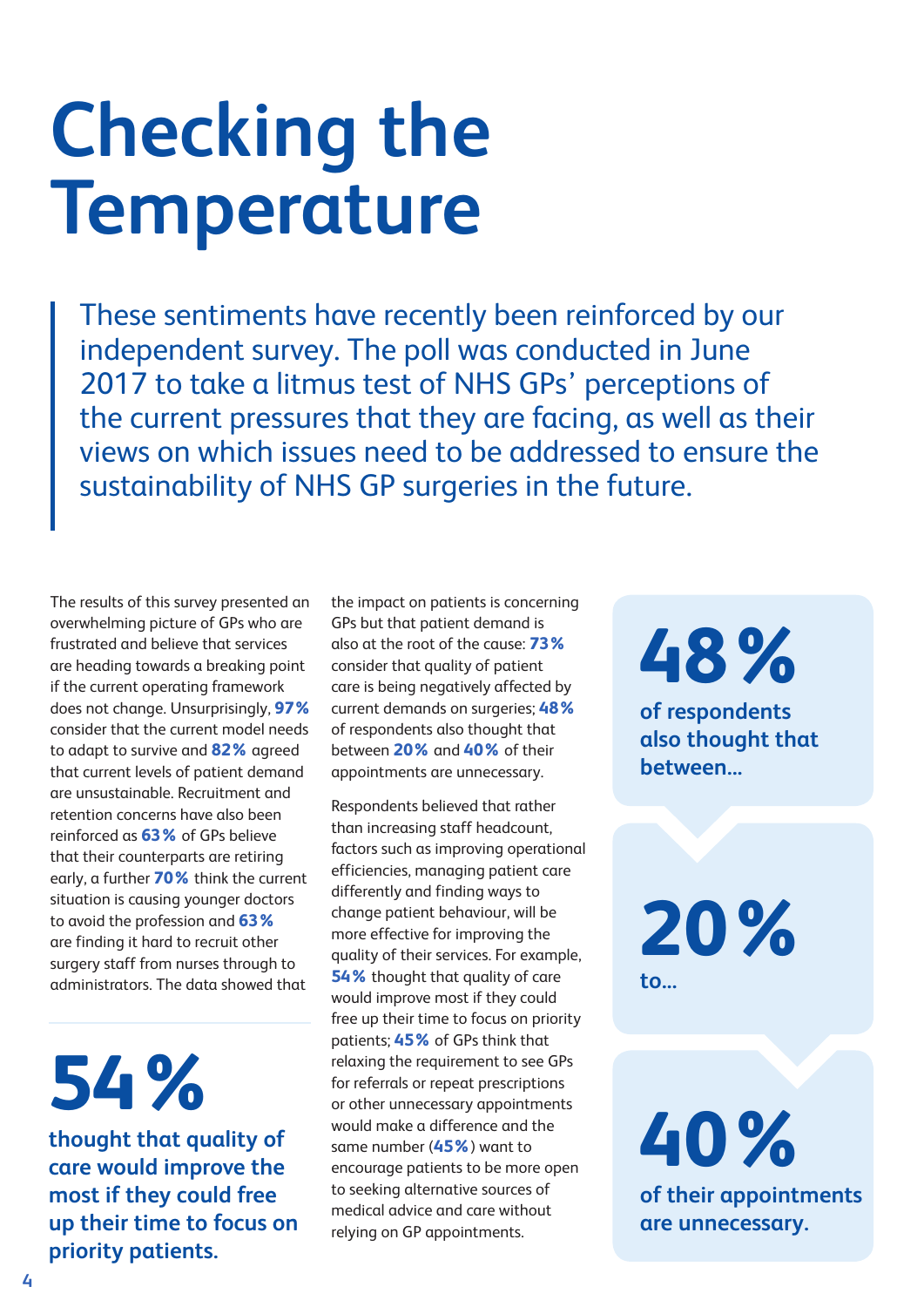# Checking the Temperature

These sentiments have recently been reinforced by our independent survey. The poll was conducted in June 2017 to take a litmus test of NHS GPs' perceptions of the current pressures that they are facing, as well as their views on which issues need to be addressed to ensure the sustainability of NHS GP surgeries in the future.

The results of this survey presented an overwhelming picture of GPs who are frustrated and believe that services are heading towards a breaking point if the current operating framework does not change. Unsurprisingly, **97%** consider that the current model needs to adapt to survive and **82%** agreed that current levels of patient demand are unsustainable. Recruitment and retention concerns have also been reinforced as **63%** of GPs believe that their counterparts are retiring early, a further **70%** think the current situation is causing younger doctors to avoid the profession and **63%** are finding it hard to recruit other surgery staff from nurses through to administrators. The data showed that the impact on patients is concerning GPs but that patient demand is also at the root of the cause: **73%** consider that quality of patient care is being negatively affected by current demands on surgeries; **48%** of respondents also thought that between **20%** and **40%** of their appointments are unnecessary.

Respondents believed that rather than increasing staff headcount, factors such as improving operational efficiencies, managing patient care differently and finding ways to change patient behaviour, will be more effective for improving the quality of their services. For example, **54%** thought that quality of care would improve most if they could free up their time to focus on priority patients; **45%** of GPs think that relaxing the requirement to see GPs for referrals or repeat prescriptions or other unnecessary appointments would make a difference and the same number (**45%**) want to encourage patients to be more open to seeking alternative sources of medical advice and care without relying on GP appointments.

**54%**

**thought that quality of care would improve the most if they could free up their time to focus on priority patients.**

**48%**

**of respondents also thought that between...**

**20%**

**to...**

**40%**

**of their appointments are unnecessary.**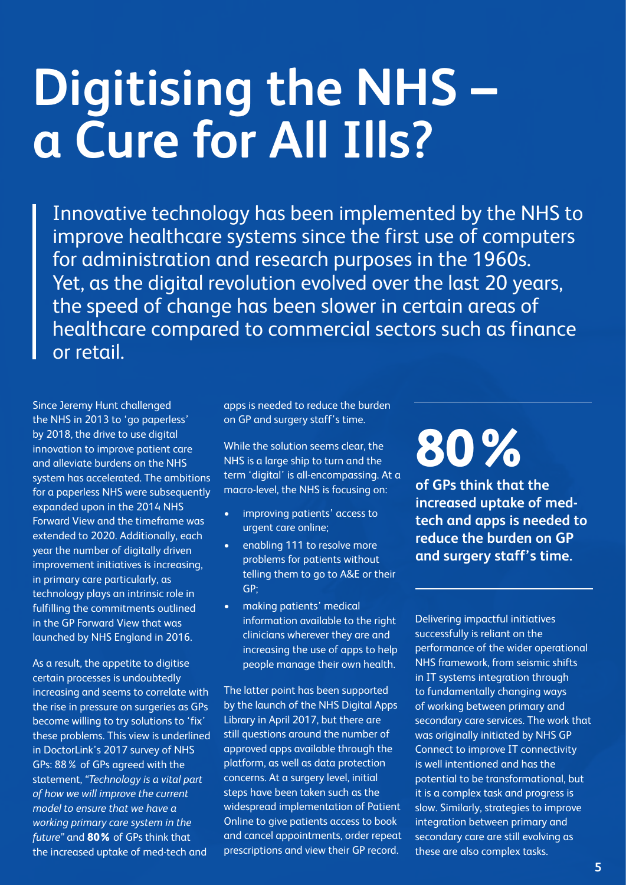# Digitising the NHS – a Cure for All Ills?

Innovative technology has been implemented by the NHS to improve healthcare systems since the first use of computers for administration and research purposes in the 1960s. Yet, as the digital revolution evolved over the last 20 years, the speed of change has been slower in certain areas of healthcare compared to commercial sectors such as finance or retail.

Since Jeremy Hunt challenged the NHS in 2013 to 'go paperless' by 2018, the drive to use digital innovation to improve patient care and alleviate burdens on the NHS system has accelerated. The ambitions for a paperless NHS were subsequently expanded upon in the 2014 NHS Forward View and the timeframe was extended to 2020. Additionally, each year the number of digitally driven improvement initiatives is increasing, in primary care particularly, as technology plays an intrinsic role in fulfilling the commitments outlined in the GP Forward View that was launched by NHS England in 2016.

As a result, the appetite to digitise certain processes is undoubtedly increasing and seems to correlate with the rise in pressure on surgeries as GPs become willing to try solutions to 'fix' these problems. This view is underlined in DoctorLink's 2017 survey of NHS GPs: 88 % of GPs agreed with the statement, *"Technology is a vital part of how we will improve the current model to ensure that we have a working primary care system in the future"* and **80 %** of GPs think that the increased uptake of med-tech and apps is needed to reduce the burden on GP and surgery staff's time.

While the solution seems clear, the NHS is a large ship to turn and the term 'digital' is all-encompassing. At a macro-level, the NHS is focusing on:

- improving patients' access to urgent care online;
- enabling 111 to resolve more problems for patients without telling them to go to A&E or their GP;
- making patients' medical information available to the right clinicians wherever they are and increasing the use of apps to help people manage their own health.

The latter point has been supported by the launch of the NHS Digital Apps Library in April 2017, but there are still questions around the number of approved apps available through the platform, as well as data protection concerns. At a surgery level, initial steps have been taken such as the widespread implementation of Patient Online to give patients access to book and cancel appointments, order repeat prescriptions and view their GP record.

**80 %**

**of GPs think that the increased uptake of med-tech and apps is needed to reduce the burden on GP and surgery staff's time.**

Delivering impactful initiatives successfully is reliant on the performance of the wider operational NHS framework, from seismic shifts in IT systems integration through to fundamentally changing ways of working between primary and secondary care services. The work that was originally initiated by NHS GP Connect to improve IT connectivity is well intentioned and has the potential to be transformational, but it is a complex task and progress is slow. Similarly, strategies to improve integration between primary and secondary care are still evolving as these are also complex tasks.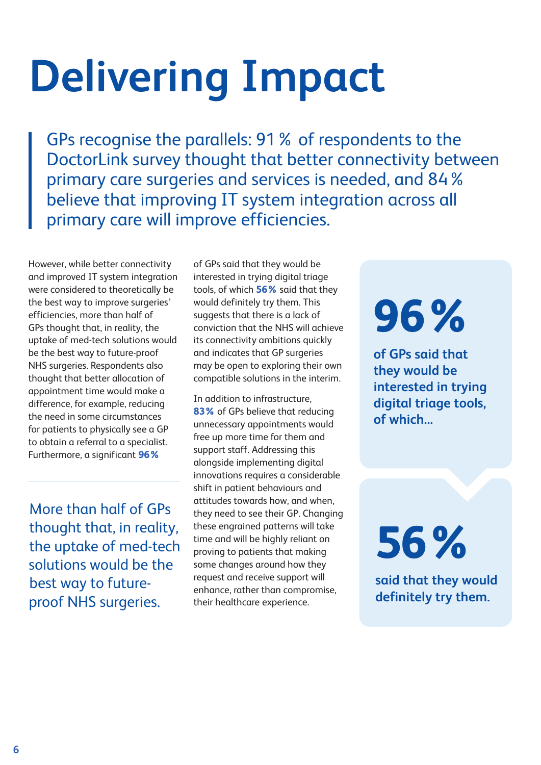# Delivering Impact

> GPs recognise the parallels: 91 % of respondents to the DoctorLink survey thought that better connectivity between primary care surgeries and services is needed, and 84 % believe that improving IT system integration across all primary care will improve efficiencies.

However, while better connectivity and improved IT system integration were considered to theoretically be the best way to improve surgeries' efficiencies, more than half of GPs thought that, in reality, the uptake of med-tech solutions would be the best way to future-proof NHS surgeries. Respondents also thought that better allocation of appointment time would make a difference, for example, reducing the need in some circumstances for patients to physically see a GP to obtain a referral to a specialist. Furthermore, a significant **96 %** of GPs said that they would be interested in trying digital triage tools, of which **56 %** said that they would definitely try them. This suggests that there is a lack of conviction that the NHS will achieve its connectivity ambitions quickly and indicates that GP surgeries may be open to exploring their own compatible solutions in the interim.

> More than half of GPs thought that, in reality, the uptake of med-tech solutions would be the best way to future-proof NHS surgeries.

In addition to infrastructure, **83 %** of GPs believe that reducing unnecessary appointments would free up more time for them and support staff. Addressing this alongside implementing digital innovations requires a considerable shift in patient behaviours and attitudes towards how, and when, they need to see their GP. Changing these engrained patterns will take time and will be highly reliant on proving to patients that making some changes around how they request and receive support will enhance, rather than compromise, their healthcare experience.

**96 %**

**of GPs said that they would be interested in trying digital triage tools, of which...**

**56 %**

**said that they would definitely try them.**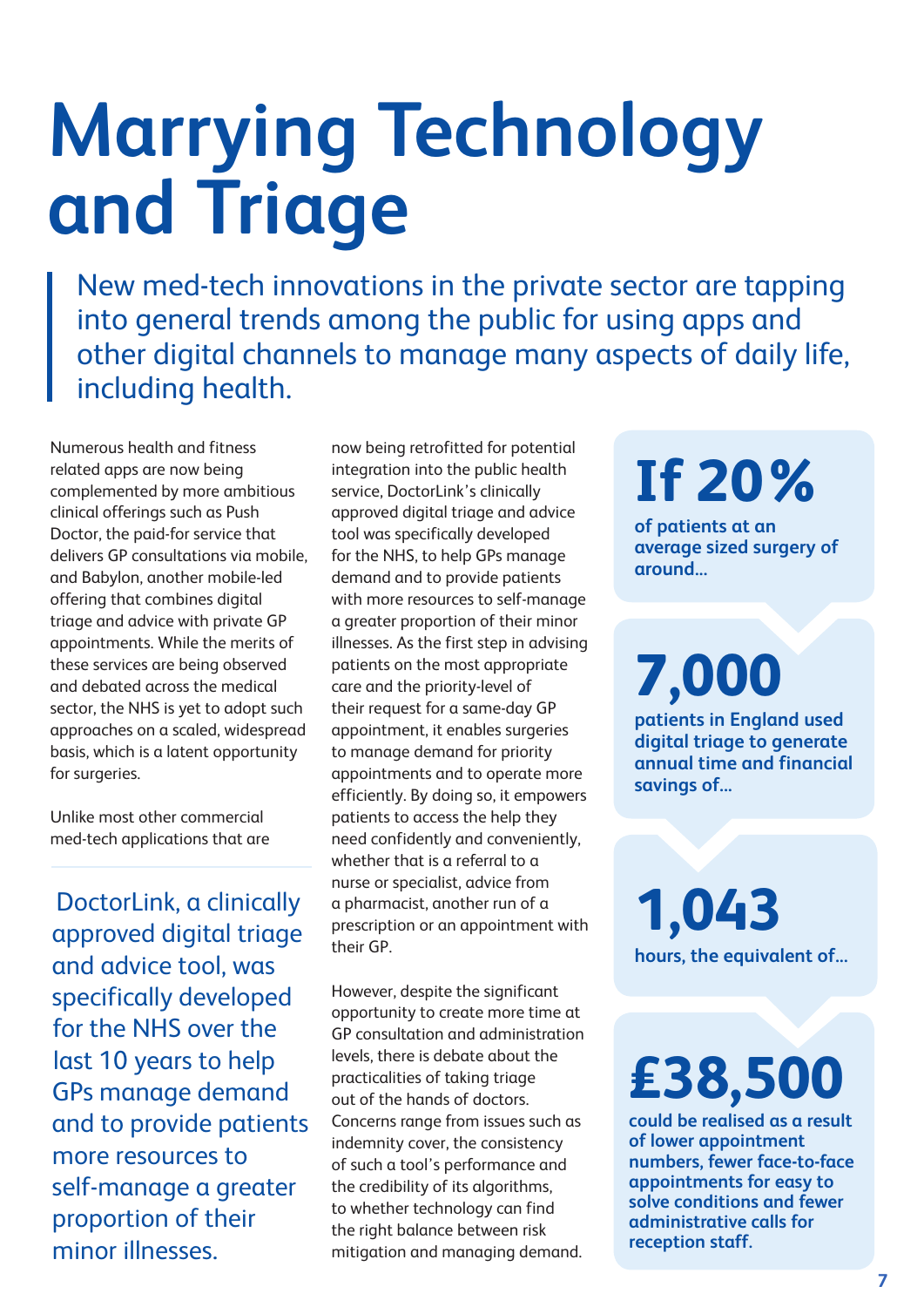# Marrying Technology and Triage

New med-tech innovations in the private sector are tapping into general trends among the public for using apps and other digital channels to manage many aspects of daily life, including health.

Numerous health and fitness related apps are now being complemented by more ambitious clinical offerings such as Push Doctor, the paid-for service that delivers GP consultations via mobile, and Babylon, another mobile-led offering that combines digital triage and advice with private GP appointments. While the merits of these services are being observed and debated across the medical sector, the NHS is yet to adopt such approaches on a scaled, widespread basis, which is a latent opportunity for surgeries.

Unlike most other commercial med-tech applications that are now being retrofitted for potential integration into the public health service, DoctorLink's clinically approved digital triage and advice tool was specifically developed for the NHS, to help GPs manage demand and to provide patients with more resources to self-manage a greater proportion of their minor illnesses. As the first step in advising patients on the most appropriate care and the priority-level of their request for a same-day GP appointment, it enables surgeries to manage demand for priority appointments and to operate more efficiently. By doing so, it empowers patients to access the help they need confidently and conveniently, whether that is a referral to a nurse or specialist, advice from a pharmacist, another run of a prescription or an appointment with their GP.

> DoctorLink, a clinically approved digital triage and advice tool, was specifically developed for the NHS over the last 10 years to help GPs manage demand and to provide patients more resources to self-manage a greater proportion of their minor illnesses.

However, despite the significant opportunity to create more time at GP consultation and administration levels, there is debate about the practicalities of taking triage out of the hands of doctors. Concerns range from issues such as indemnity cover, the consistency of such a tool's performance and the credibility of its algorithms, to whether technology can find the right balance between risk mitigation and managing demand.

**If 20%**

**of patients at an average sized surgery of around...**

**7,000**

**patients in England used digital triage to generate annual time and financial savings of...**

**1,043**

**hours, the equivalent of...**

**£38,500**

**could be realised as a result of lower appointment numbers, fewer face-to-face appointments for easy to solve conditions and fewer administrative calls for reception staff.**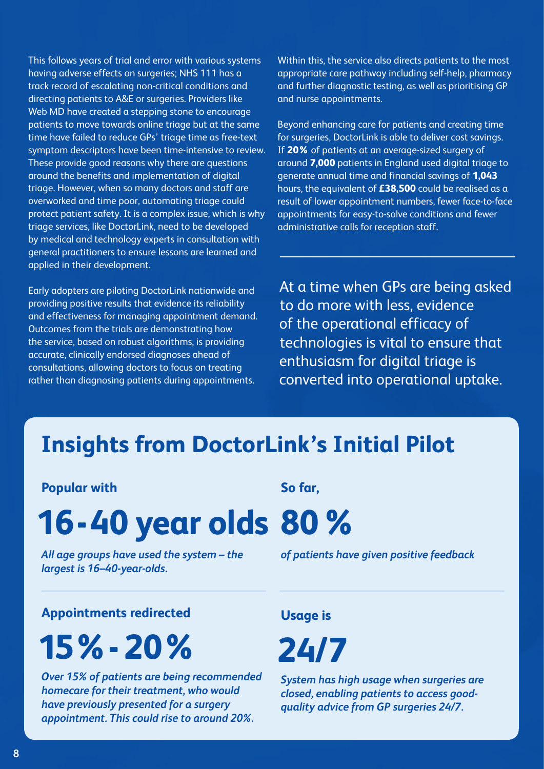This follows years of trial and error with various systems having adverse effects on surgeries; NHS 111 has a track record of escalating non-critical conditions and directing patients to A&E or surgeries. Providers like Web MD have created a stepping stone to encourage patients to move towards online triage but at the same time have failed to reduce GPs' triage time as free-text symptom descriptors have been time-intensive to review. These provide good reasons why there are questions around the benefits and implementation of digital triage. However, when so many doctors and staff are overworked and time poor, automating triage could protect patient safety. It is a complex issue, which is why triage services, like DoctorLink, need to be developed by medical and technology experts in consultation with general practitioners to ensure lessons are learned and applied in their development.

Early adopters are piloting DoctorLink nationwide and providing positive results that evidence its reliability and effectiveness for managing appointment demand. Outcomes from the trials are demonstrating how the service, based on robust algorithms, is providing accurate, clinically endorsed diagnoses ahead of consultations, allowing doctors to focus on treating rather than diagnosing patients during appointments.

Within this, the service also directs patients to the most appropriate care pathway including self-help, pharmacy and further diagnostic testing, as well as prioritising GP and nurse appointments.

Beyond enhancing care for patients and creating time for surgeries, DoctorLink is able to deliver cost savings. If **20%** of patients at an average-sized surgery of around **7,000** patients in England used digital triage to generate annual time and financial savings of **1,043** hours, the equivalent of **£38,500** could be realised as a result of lower appointment numbers, fewer face-to-face appointments for easy-to-solve conditions and fewer administrative calls for reception staff.

At a time when GPs are being asked to do more with less, evidence of the operational efficacy of technologies is vital to ensure that enthusiasm for digital triage is converted into operational uptake.

## Insights from DoctorLink's Initial Pilot

**Popular with**

# 16-40 year olds

*All age groups have used the system – the largest is 16–40-year-olds.*

**So far,**

# 80 %

*of patients have given positive feedback*

**Appointments redirected**

# 15%-20%

*Over 15% of patients are being recommended homecare for their treatment, who would have previously presented for a surgery appointment. This could rise to around 20%.*

**Usage is**

# 24/7

*System has high usage when surgeries are closed, enabling patients to access good-quality advice from GP surgeries 24/7.*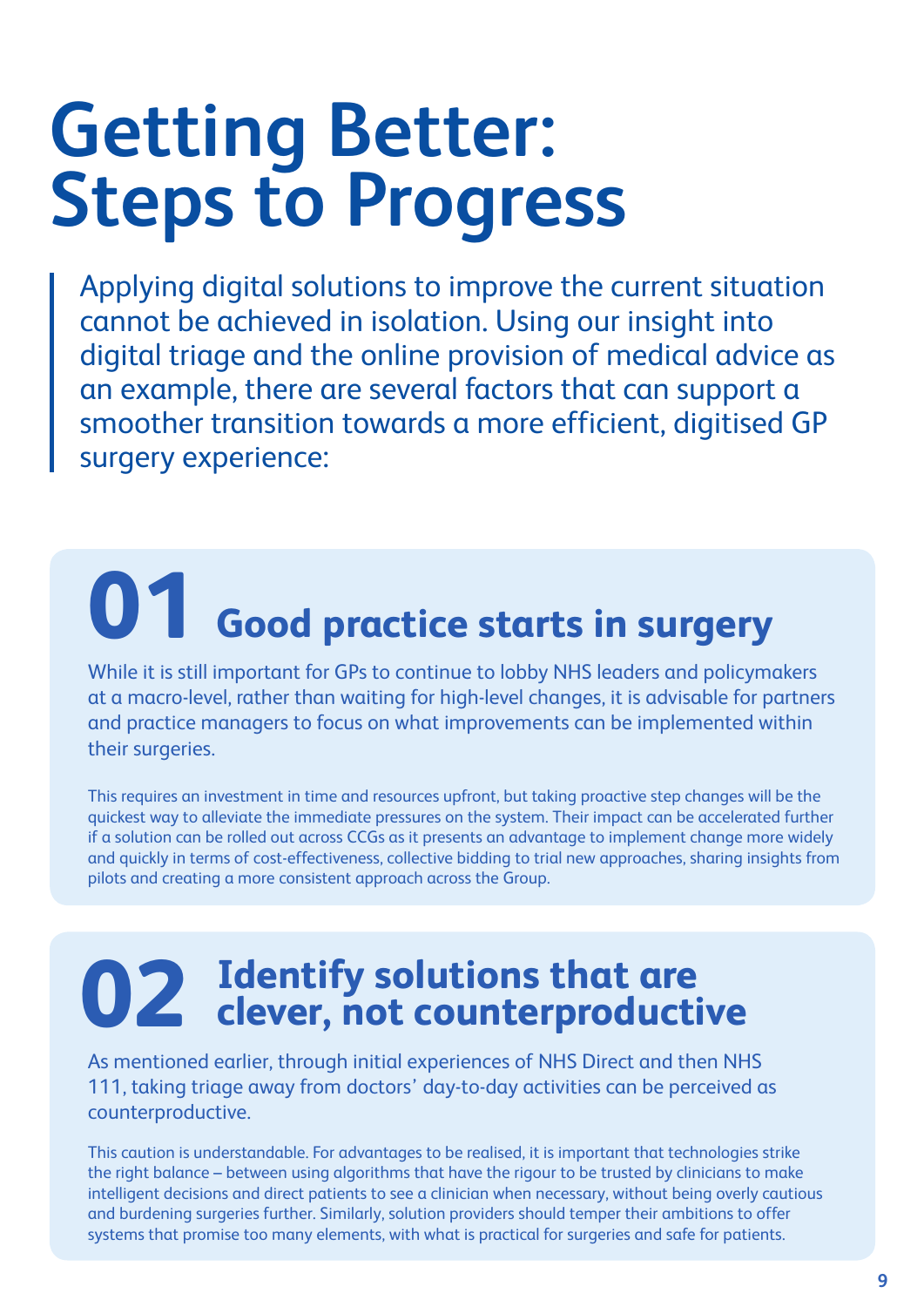# Getting Better: Steps to Progress

> Applying digital solutions to improve the current situation cannot be achieved in isolation. Using our insight into digital triage and the online provision of medical advice as an example, there are several factors that can support a smoother transition towards a more efficient, digitised GP surgery experience:

## 01 Good practice starts in surgery

While it is still important for GPs to continue to lobby NHS leaders and policymakers at a macro-level, rather than waiting for high-level changes, it is advisable for partners and practice managers to focus on what improvements can be implemented within their surgeries.

This requires an investment in time and resources upfront, but taking proactive step changes will be the quickest way to alleviate the immediate pressures on the system. Their impact can be accelerated further if a solution can be rolled out across CCGs as it presents an advantage to implement change more widely and quickly in terms of cost-effectiveness, collective bidding to trial new approaches, sharing insights from pilots and creating a more consistent approach across the Group.

## 02 Identify solutions that are clever, not counterproductive

As mentioned earlier, through initial experiences of NHS Direct and then NHS 111, taking triage away from doctors' day-to-day activities can be perceived as counterproductive.

This caution is understandable. For advantages to be realised, it is important that technologies strike the right balance – between using algorithms that have the rigour to be trusted by clinicians to make intelligent decisions and direct patients to see a clinician when necessary, without being overly cautious and burdening surgeries further. Similarly, solution providers should temper their ambitions to offer systems that promise too many elements, with what is practical for surgeries and safe for patients.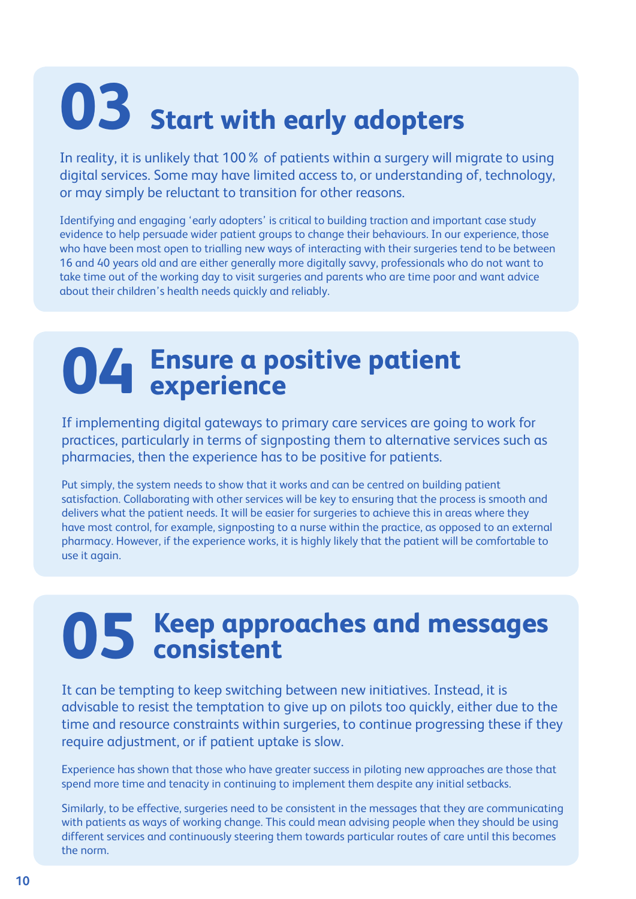## 03 Start with early adopters

In reality, it is unlikely that 100 % of patients within a surgery will migrate to using digital services. Some may have limited access to, or understanding of, technology, or may simply be reluctant to transition for other reasons.

Identifying and engaging 'early adopters' is critical to building traction and important case study evidence to help persuade wider patient groups to change their behaviours. In our experience, those who have been most open to trialling new ways of interacting with their surgeries tend to be between 16 and 40 years old and are either generally more digitally savvy, professionals who do not want to take time out of the working day to visit surgeries and parents who are time poor and want advice about their children's health needs quickly and reliably.

## 04 Ensure a positive patient experience

If implementing digital gateways to primary care services are going to work for practices, particularly in terms of signposting them to alternative services such as pharmacies, then the experience has to be positive for patients.

Put simply, the system needs to show that it works and can be centred on building patient satisfaction. Collaborating with other services will be key to ensuring that the process is smooth and delivers what the patient needs. It will be easier for surgeries to achieve this in areas where they have most control, for example, signposting to a nurse within the practice, as opposed to an external pharmacy. However, if the experience works, it is highly likely that the patient will be comfortable to use it again.

## 05 Keep approaches and messages consistent

It can be tempting to keep switching between new initiatives. Instead, it is advisable to resist the temptation to give up on pilots too quickly, either due to the time and resource constraints within surgeries, to continue progressing these if they require adjustment, or if patient uptake is slow.

Experience has shown that those who have greater success in piloting new approaches are those that spend more time and tenacity in continuing to implement them despite any initial setbacks.

Similarly, to be effective, surgeries need to be consistent in the messages that they are communicating with patients as ways of working change. This could mean advising people when they should be using different services and continuously steering them towards particular routes of care until this becomes the norm.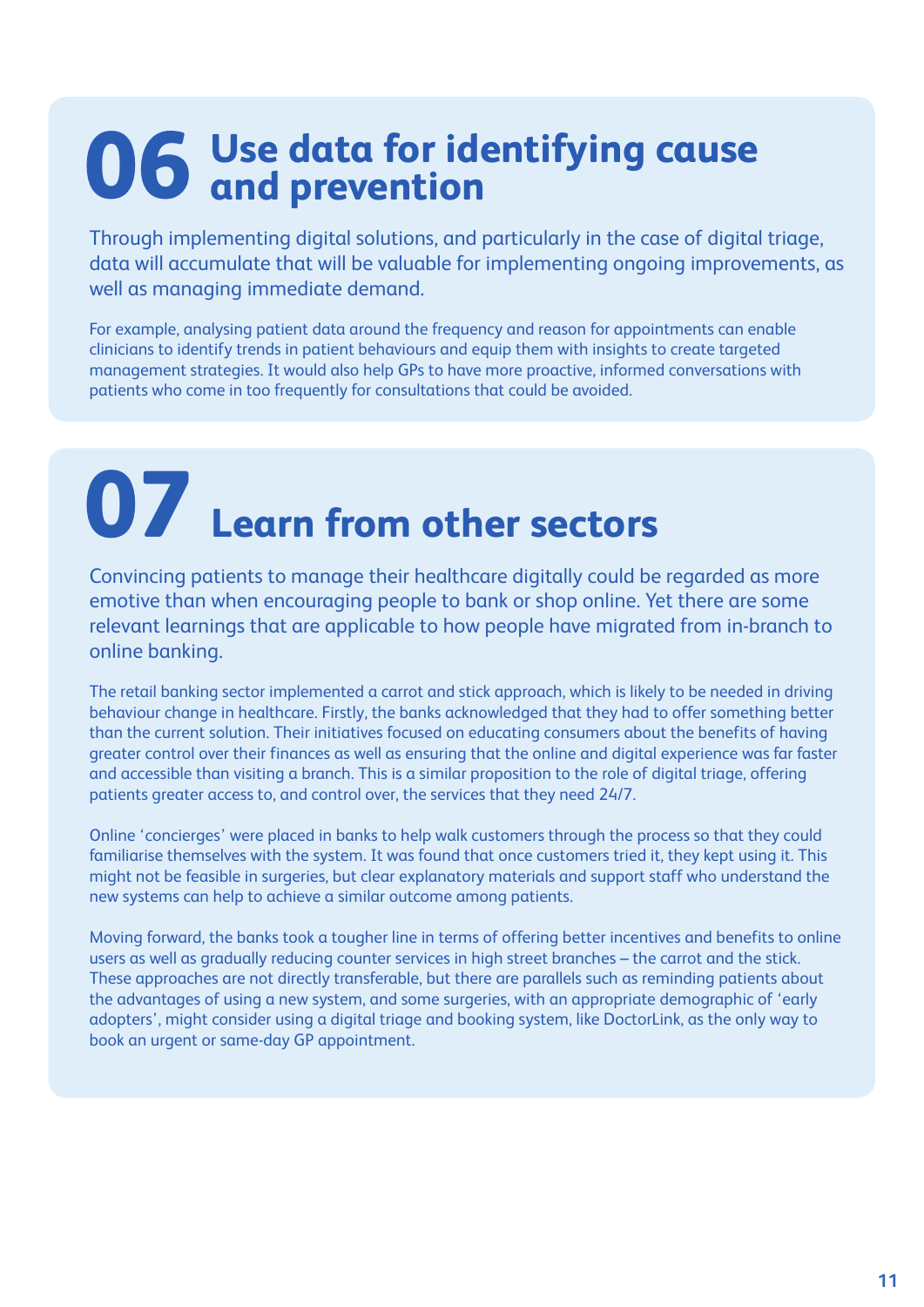## 06 Use data for identifying cause and prevention

Through implementing digital solutions, and particularly in the case of digital triage, data will accumulate that will be valuable for implementing ongoing improvements, as well as managing immediate demand.

For example, analysing patient data around the frequency and reason for appointments can enable clinicians to identify trends in patient behaviours and equip them with insights to create targeted management strategies. It would also help GPs to have more proactive, informed conversations with patients who come in too frequently for consultations that could be avoided.

## 07 Learn from other sectors

Convincing patients to manage their healthcare digitally could be regarded as more emotive than when encouraging people to bank or shop online. Yet there are some relevant learnings that are applicable to how people have migrated from in-branch to online banking.

The retail banking sector implemented a carrot and stick approach, which is likely to be needed in driving behaviour change in healthcare. Firstly, the banks acknowledged that they had to offer something better than the current solution. Their initiatives focused on educating consumers about the benefits of having greater control over their finances as well as ensuring that the online and digital experience was far faster and accessible than visiting a branch. This is a similar proposition to the role of digital triage, offering patients greater access to, and control over, the services that they need 24/7.

Online 'concierges' were placed in banks to help walk customers through the process so that they could familiarise themselves with the system. It was found that once customers tried it, they kept using it. This might not be feasible in surgeries, but clear explanatory materials and support staff who understand the new systems can help to achieve a similar outcome among patients.

Moving forward, the banks took a tougher line in terms of offering better incentives and benefits to online users as well as gradually reducing counter services in high street branches – the carrot and the stick. These approaches are not directly transferable, but there are parallels such as reminding patients about the advantages of using a new system, and some surgeries, with an appropriate demographic of 'early adopters', might consider using a digital triage and booking system, like DoctorLink, as the only way to book an urgent or same-day GP appointment.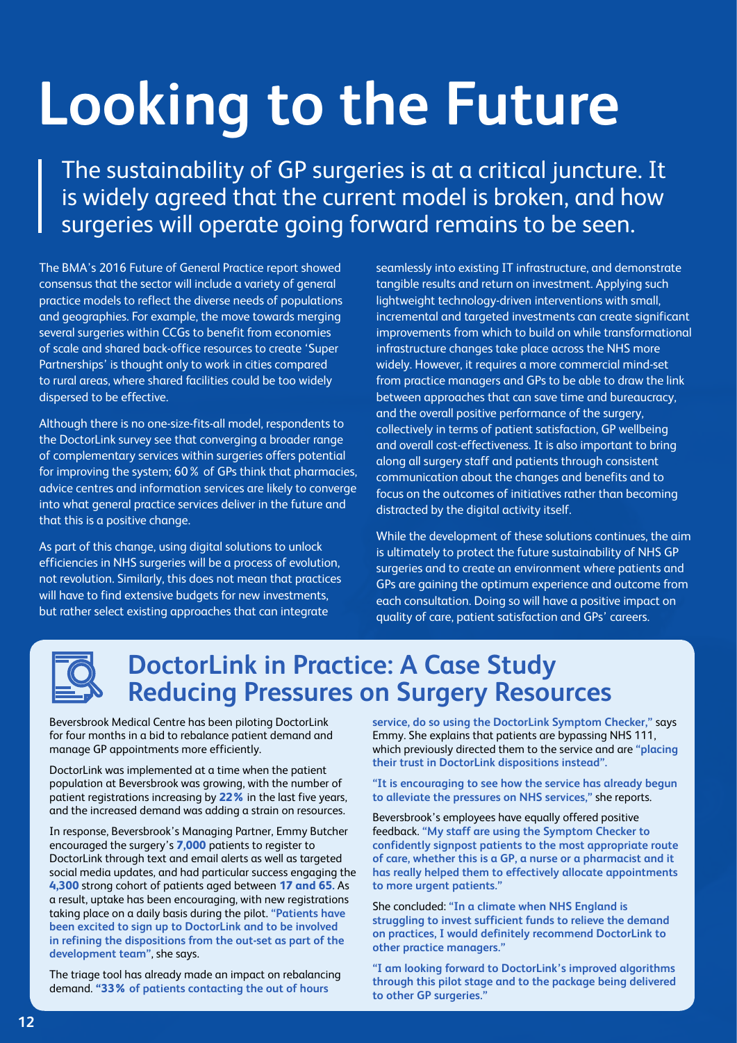# Looking to the Future

> The sustainability of GP surgeries is at a critical juncture. It is widely agreed that the current model is broken, and how surgeries will operate going forward remains to be seen.

The BMA's 2016 Future of General Practice report showed consensus that the sector will include a variety of general practice models to reflect the diverse needs of populations and geographies. For example, the move towards merging several surgeries within CCGs to benefit from economies of scale and shared back-office resources to create 'Super Partnerships' is thought only to work in cities compared to rural areas, where shared facilities could be too widely dispersed to be effective.

Although there is no one-size-fits-all model, respondents to the DoctorLink survey see that converging a broader range of complementary services within surgeries offers potential for improving the system; 60% of GPs think that pharmacies, advice centres and information services are likely to converge into what general practice services deliver in the future and that this is a positive change.

As part of this change, using digital solutions to unlock efficiencies in NHS surgeries will be a process of evolution, not revolution. Similarly, this does not mean that practices will have to find extensive budgets for new investments, but rather select existing approaches that can integrate seamlessly into existing IT infrastructure, and demonstrate tangible results and return on investment. Applying such lightweight technology-driven interventions with small, incremental and targeted investments can create significant improvements from which to build on while transformational infrastructure changes take place across the NHS more widely. However, it requires a more commercial mind-set from practice managers and GPs to be able to draw the link between approaches that can save time and bureaucracy, and the overall positive performance of the surgery, collectively in terms of patient satisfaction, GP wellbeing and overall cost-effectiveness. It is also important to bring along all surgery staff and patients through consistent communication about the changes and benefits and to focus on the outcomes of initiatives rather than becoming distracted by the digital activity itself.

While the development of these solutions continues, the aim is ultimately to protect the future sustainability of NHS GP surgeries and to create an environment where patients and GPs are gaining the optimum experience and outcome from each consultation. Doing so will have a positive impact on quality of care, patient satisfaction and GPs' careers.

## DoctorLink in Practice: A Case Study Reducing Pressures on Surgery Resources

Beversbrook Medical Centre has been piloting DoctorLink for four months in a bid to rebalance patient demand and manage GP appointments more efficiently.

DoctorLink was implemented at a time when the patient population at Beversbrook was growing, with the number of patient registrations increasing by **22%** in the last five years, and the increased demand was adding a strain on resources.

In response, Beversbrook's Managing Partner, Emmy Butcher encouraged the surgery's **7,000** patients to register to DoctorLink through text and email alerts as well as targeted social media updates, and had particular success engaging the **4,300** strong cohort of patients aged between **17 and 65**. As a result, uptake has been encouraging, with new registrations taking place on a daily basis during the pilot. **"Patients have been excited to sign up to DoctorLink and to be involved in refining the dispositions from the out-set as part of the development team"**, she says.

The triage tool has already made an impact on rebalancing demand. **"33% of patients contacting the out of hours service, do so using the DoctorLink Symptom Checker,"** says Emmy. She explains that patients are bypassing NHS 111, which previously directed them to the service and are **"placing their trust in DoctorLink dispositions instead".**

**"It is encouraging to see how the service has already begun to alleviate the pressures on NHS services,"** she reports.

Beversbrook's employees have equally offered positive feedback. **"My staff are using the Symptom Checker to confidently signpost patients to the most appropriate route of care, whether this is a GP, a nurse or a pharmacist and it has really helped them to effectively allocate appointments to more urgent patients."**

She concluded: **"In a climate when NHS England is struggling to invest sufficient funds to relieve the demand on practices, I would definitely recommend DoctorLink to other practice managers."**

**"I am looking forward to DoctorLink's improved algorithms through this pilot stage and to the package being delivered to other GP surgeries."**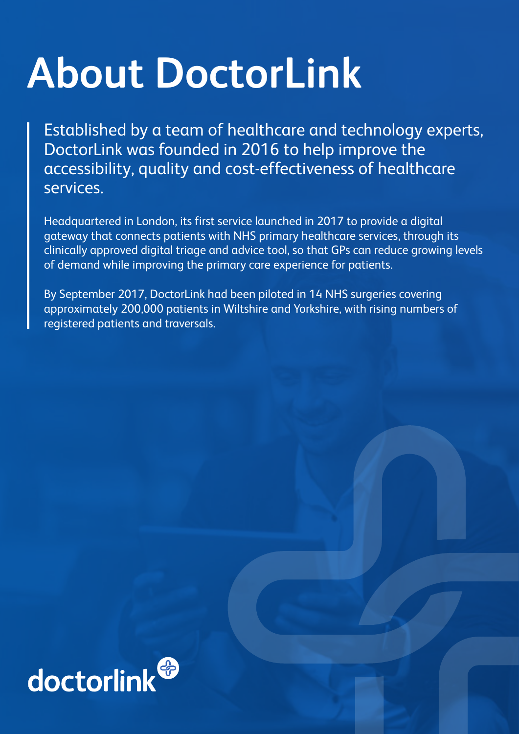# About DoctorLink

Established by a team of healthcare and technology experts, DoctorLink was founded in 2016 to help improve the accessibility, quality and cost-effectiveness of healthcare services.

Headquartered in London, its first service launched in 2017 to provide a digital gateway that connects patients with NHS primary healthcare services, through its clinically approved digital triage and advice tool, so that GPs can reduce growing levels of demand while improving the primary care experience for patients.

By September 2017, DoctorLink had been piloted in 14 NHS surgeries covering approximately 200,000 patients in Wiltshire and Yorkshire, with rising numbers of registered patients and traversals.

doctorlink